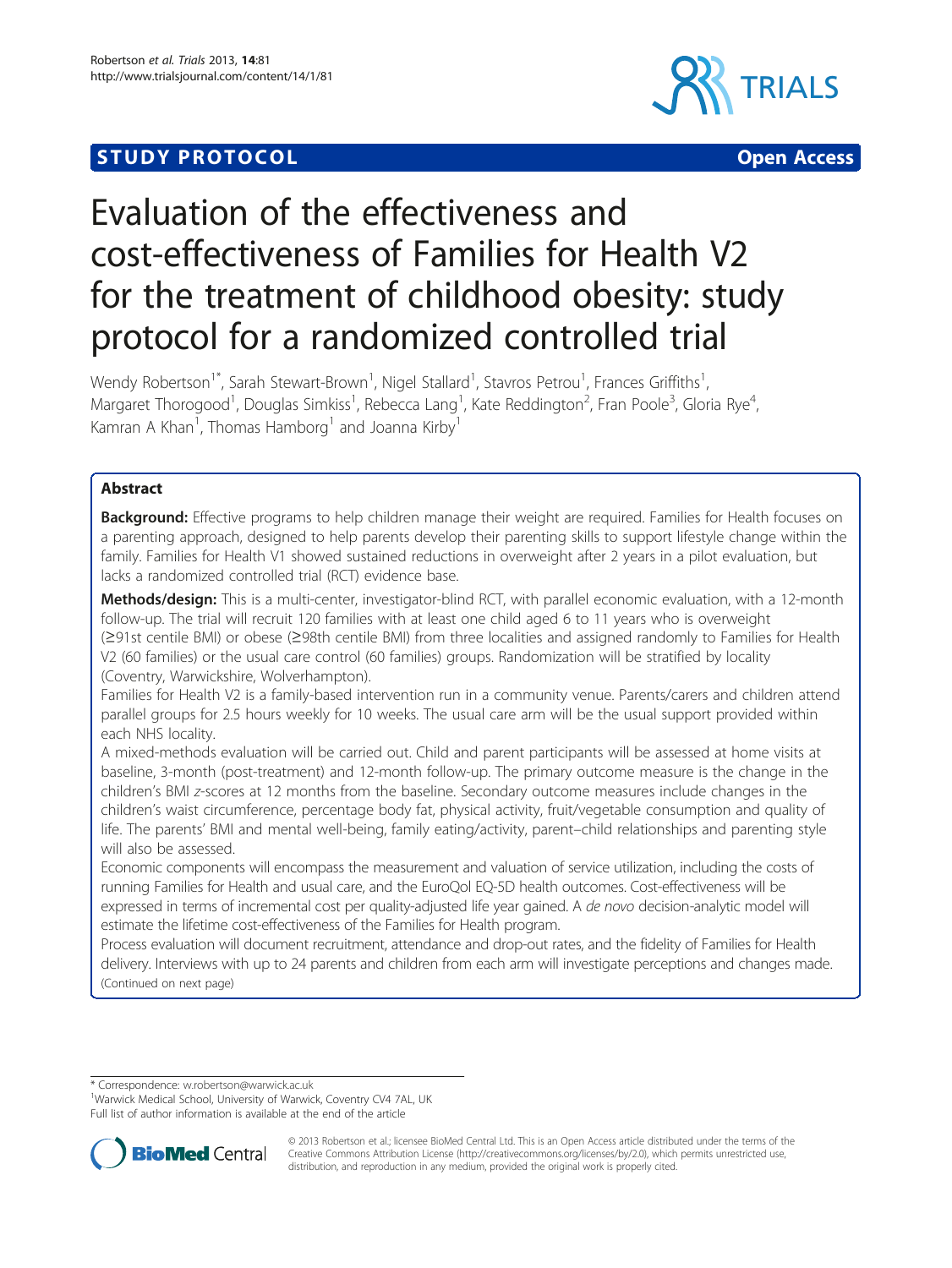STUDY PROTOCOL Open Access

# Evaluation of the effectiveness and cost-effectiveness of Families for Health V2 for the treatment of childhood obesity: study protocol for a randomized controlled trial

Wendy Robertson[1*], Sarah Stewart-Brown[1], Nigel Stallard[1], Stavros Petrou[1], Frances Griffiths[1], Margaret Thorogood[1], Douglas Simkiss[1], Rebecca Lang[1], Kate Reddington[2], Fran Poole[3], Gloria Rye[4], Kamran A Khan[1], Thomas Hamborg[1] and Joanna Kirby[1]

## Abstract

**Background:** Effective programs to help children manage their weight are required. Families for Health focuses on a parenting approach, designed to help parents develop their parenting skills to support lifestyle change within the family. Families for Health V1 showed sustained reductions in overweight after 2 years in a pilot evaluation, but lacks a randomized controlled trial (RCT) evidence base.

**Methods/design:** This is a multi-center, investigator-blind RCT, with parallel economic evaluation, with a 12-month follow-up. The trial will recruit 120 families with at least one child aged 6 to 11 years who is overweight (≥91st centile BMI) or obese (≥98th centile BMI) from three localities and assigned randomly to Families for Health V2 (60 families) or the usual care control (60 families) groups. Randomization will be stratified by locality (Coventry, Warwickshire, Wolverhampton).

Families for Health V2 is a family-based intervention run in a community venue. Parents/carers and children attend parallel groups for 2.5 hours weekly for 10 weeks. The usual care arm will be the usual support provided within each NHS locality.

A mixed-methods evaluation will be carried out. Child and parent participants will be assessed at home visits at baseline, 3-month (post-treatment) and 12-month follow-up. The primary outcome measure is the change in the children's BMI *z*-scores at 12 months from the baseline. Secondary outcome measures include changes in the children's waist circumference, percentage body fat, physical activity, fruit/vegetable consumption and quality of life. The parents' BMI and mental well-being, family eating/activity, parent–child relationships and parenting style will also be assessed.

Economic components will encompass the measurement and valuation of service utilization, including the costs of running Families for Health and usual care, and the EuroQol EQ-5D health outcomes. Cost-effectiveness will be expressed in terms of incremental cost per quality-adjusted life year gained. A *de novo* decision-analytic model will estimate the lifetime cost-effectiveness of the Families for Health program.

Process evaluation will document recruitment, attendance and drop-out rates, and the fidelity of Families for Health delivery. Interviews with up to 24 parents and children from each arm will investigate perceptions and changes made.

(Continued on next page)

\* Correspondence: w.robertson@warwick.ac.uk
[1]Warwick Medical School, University of Warwick, Coventry CV4 7AL, UK
Full list of author information is available at the end of the article

© 2013 Robertson et al.; licensee BioMed Central Ltd. This is an Open Access article distributed under the terms of the Creative Commons Attribution License (http://creativecommons.org/licenses/by/2.0), which permits unrestricted use, distribution, and reproduction in any medium, provided the original work is properly cited.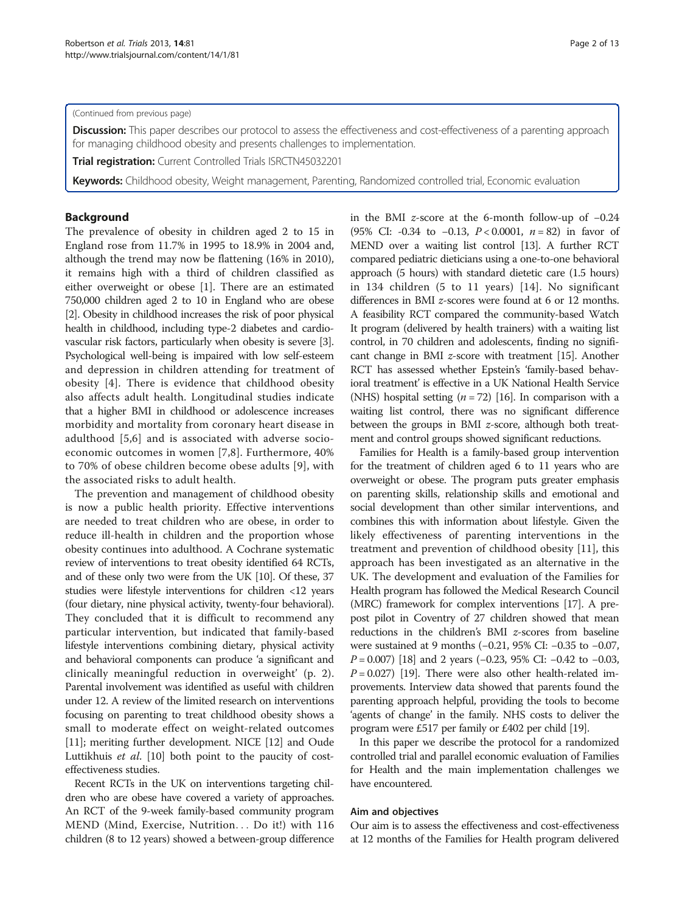(Continued from previous page)

**Discussion:** This paper describes our protocol to assess the effectiveness and cost-effectiveness of a parenting approach for managing childhood obesity and presents challenges to implementation.

**Trial registration:** Current Controlled Trials ISRCTN45032201

**Keywords:** Childhood obesity, Weight management, Parenting, Randomized controlled trial, Economic evaluation

## Background

The prevalence of obesity in children aged 2 to 15 in England rose from 11.7% in 1995 to 18.9% in 2004 and, although the trend may now be flattening (16% in 2010), it remains high with a third of children classified as either overweight or obese [1]. There are an estimated 750,000 children aged 2 to 10 in England who are obese [2]. Obesity in childhood increases the risk of poor physical health in childhood, including type-2 diabetes and cardiovascular risk factors, particularly when obesity is severe [3]. Psychological well-being is impaired with low self-esteem and depression in children attending for treatment of obesity [4]. There is evidence that childhood obesity also affects adult health. Longitudinal studies indicate that a higher BMI in childhood or adolescence increases morbidity and mortality from coronary heart disease in adulthood [5,6] and is associated with adverse socioeconomic outcomes in women [7,8]. Furthermore, 40% to 70% of obese children become obese adults [9], with the associated risks to adult health.

The prevention and management of childhood obesity is now a public health priority. Effective interventions are needed to treat children who are obese, in order to reduce ill-health in children and the proportion whose obesity continues into adulthood. A Cochrane systematic review of interventions to treat obesity identified 64 RCTs, and of these only two were from the UK [10]. Of these, 37 studies were lifestyle interventions for children <12 years (four dietary, nine physical activity, twenty-four behavioral). They concluded that it is difficult to recommend any particular intervention, but indicated that family-based lifestyle interventions combining dietary, physical activity and behavioral components can produce 'a significant and clinically meaningful reduction in overweight' (p. 2). Parental involvement was identified as useful with children under 12. A review of the limited research on interventions focusing on parenting to treat childhood obesity shows a small to moderate effect on weight-related outcomes [11]; meriting further development. NICE [12] and Oude Luttikhuis *et al*. [10] both point to the paucity of cost-effectiveness studies.

Recent RCTs in the UK on interventions targeting children who are obese have covered a variety of approaches. An RCT of the 9-week family-based community program MEND (Mind, Exercise, Nutrition… Do it!) with 116 children (8 to 12 years) showed a between-group difference in the BMI *z*-score at the 6-month follow-up of −0.24 (95% CI: -0.34 to −0.13, $P < 0.0001$, $n = 82$) in favor of MEND over a waiting list control [13]. A further RCT compared pediatric dieticians using a one-to-one behavioral approach (5 hours) with standard dietetic care (1.5 hours) in 134 children (5 to 11 years) [14]. No significant differences in BMI *z*-scores were found at 6 or 12 months. A feasibility RCT compared the community-based Watch It program (delivered by health trainers) with a waiting list control, in 70 children and adolescents, finding no significant change in BMI *z*-score with treatment [15]. Another RCT has assessed whether Epstein's 'family-based behavioral treatment' is effective in a UK National Health Service (NHS) hospital setting ($n = 72$) [16]. In comparison with a waiting list control, there was no significant difference between the groups in BMI *z*-score, although both treatment and control groups showed significant reductions.

Families for Health is a family-based group intervention for the treatment of children aged 6 to 11 years who are overweight or obese. The program puts greater emphasis on parenting skills, relationship skills and emotional and social development than other similar interventions, and combines this with information about lifestyle. Given the likely effectiveness of parenting interventions in the treatment and prevention of childhood obesity [11], this approach has been investigated as an alternative in the UK. The development and evaluation of the Families for Health program has followed the Medical Research Council (MRC) framework for complex interventions [17]. A pre-post pilot in Coventry of 27 children showed that mean reductions in the children's BMI *z*-scores from baseline were sustained at 9 months (−0.21, 95% CI: −0.35 to −0.07, $P = 0.007$) [18] and 2 years (−0.23, 95% CI: −0.42 to −0.03, $P = 0.027$) [19]. There were also other health-related improvements. Interview data showed that parents found the parenting approach helpful, providing the tools to become 'agents of change' in the family. NHS costs to deliver the program were £517 per family or £402 per child [19].

In this paper we describe the protocol for a randomized controlled trial and parallel economic evaluation of Families for Health and the main implementation challenges we have encountered.

### Aim and objectives

Our aim is to assess the effectiveness and cost-effectiveness at 12 months of the Families for Health program delivered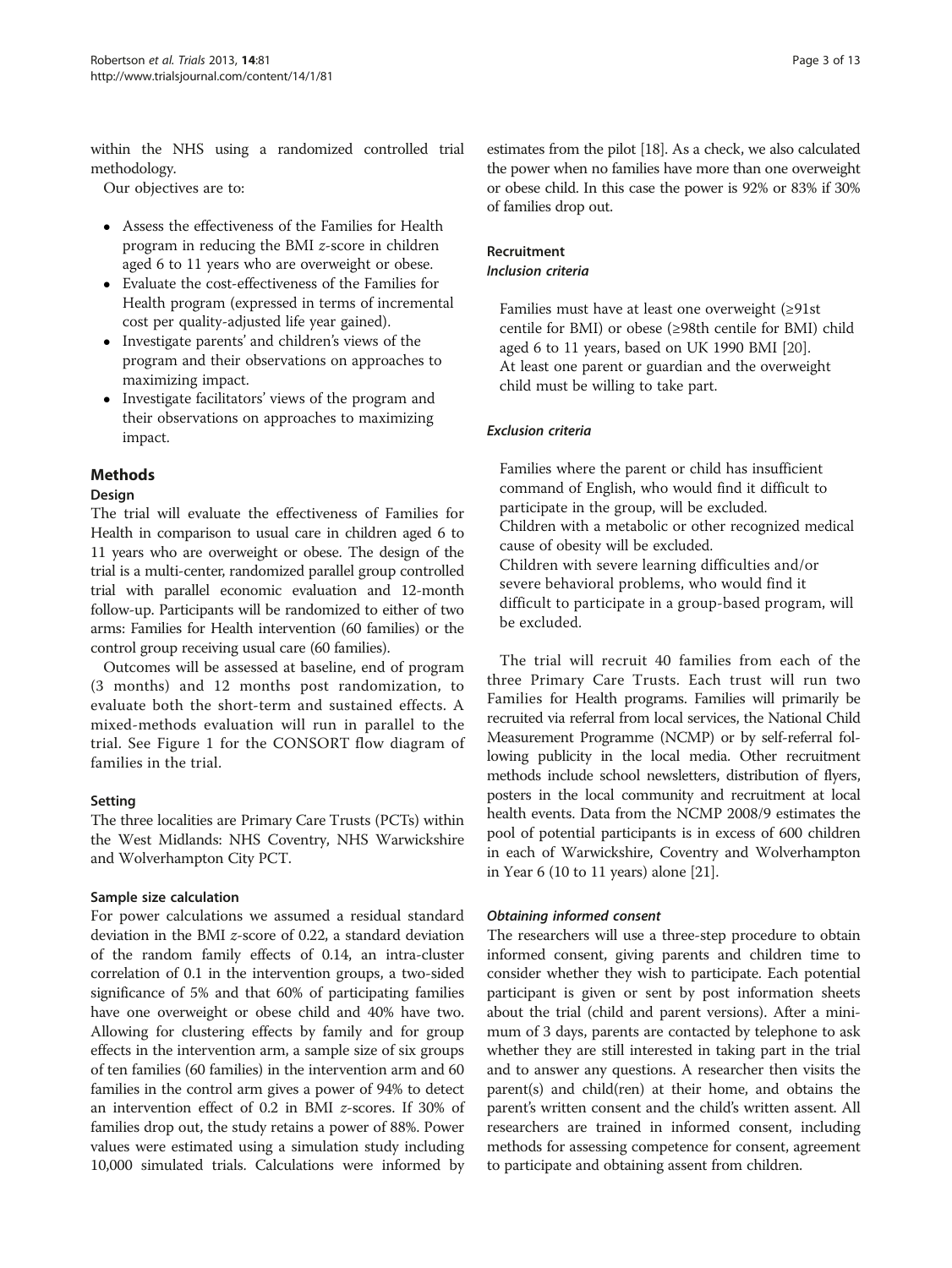within the NHS using a randomized controlled trial methodology.

Our objectives are to:

- Assess the effectiveness of the Families for Health program in reducing the BMI $z$-score in children aged 6 to 11 years who are overweight or obese.
- Evaluate the cost-effectiveness of the Families for Health program (expressed in terms of incremental cost per quality-adjusted life year gained).
- Investigate parents' and children's views of the program and their observations on approaches to maximizing impact.
- Investigate facilitators' views of the program and their observations on approaches to maximizing impact.

## Methods

### Design

The trial will evaluate the effectiveness of Families for Health in comparison to usual care in children aged 6 to 11 years who are overweight or obese. The design of the trial is a multi-center, randomized parallel group controlled trial with parallel economic evaluation and 12-month follow-up. Participants will be randomized to either of two arms: Families for Health intervention (60 families) or the control group receiving usual care (60 families).

Outcomes will be assessed at baseline, end of program (3 months) and 12 months post randomization, to evaluate both the short-term and sustained effects. A mixed-methods evaluation will run in parallel to the trial. See Figure 1 for the CONSORT flow diagram of families in the trial.

### Setting

The three localities are Primary Care Trusts (PCTs) within the West Midlands: NHS Coventry, NHS Warwickshire and Wolverhampton City PCT.

### Sample size calculation

For power calculations we assumed a residual standard deviation in the BMI $z$-score of 0.22, a standard deviation of the random family effects of 0.14, an intra-cluster correlation of 0.1 in the intervention groups, a two-sided significance of 5% and that 60% of participating families have one overweight or obese child and 40% have two. Allowing for clustering effects by family and for group effects in the intervention arm, a sample size of six groups of ten families (60 families) in the intervention arm and 60 families in the control arm gives a power of 94% to detect an intervention effect of 0.2 in BMI $z$-scores. If 30% of families drop out, the study retains a power of 88%. Power values were estimated using a simulation study including 10,000 simulated trials. Calculations were informed by estimates from the pilot [18]. As a check, we also calculated the power when no families have more than one overweight or obese child. In this case the power is 92% or 83% if 30% of families drop out.

### Recruitment

#### *Inclusion criteria*

Families must have at least one overweight (≥91st centile for BMI) or obese (≥98th centile for BMI) child aged 6 to 11 years, based on UK 1990 BMI [20].

At least one parent or guardian and the overweight child must be willing to take part.

#### *Exclusion criteria*

Families where the parent or child has insufficient command of English, who would find it difficult to participate in the group, will be excluded.

Children with a metabolic or other recognized medical cause of obesity will be excluded.

Children with severe learning difficulties and/or severe behavioral problems, who would find it difficult to participate in a group-based program, will be excluded.

The trial will recruit 40 families from each of the three Primary Care Trusts. Each trust will run two Families for Health programs. Families will primarily be recruited via referral from local services, the National Child Measurement Programme (NCMP) or by self-referral following publicity in the local media. Other recruitment methods include school newsletters, distribution of flyers, posters in the local community and recruitment at local health events. Data from the NCMP 2008/9 estimates the pool of potential participants is in excess of 600 children in each of Warwickshire, Coventry and Wolverhampton in Year 6 (10 to 11 years) alone [21].

#### *Obtaining informed consent*

The researchers will use a three-step procedure to obtain informed consent, giving parents and children time to consider whether they wish to participate. Each potential participant is given or sent by post information sheets about the trial (child and parent versions). After a minimum of 3 days, parents are contacted by telephone to ask whether they are still interested in taking part in the trial and to answer any questions. A researcher then visits the parent(s) and child(ren) at their home, and obtains the parent's written consent and the child's written assent. All researchers are trained in informed consent, including methods for assessing competence for consent, agreement to participate and obtaining assent from children.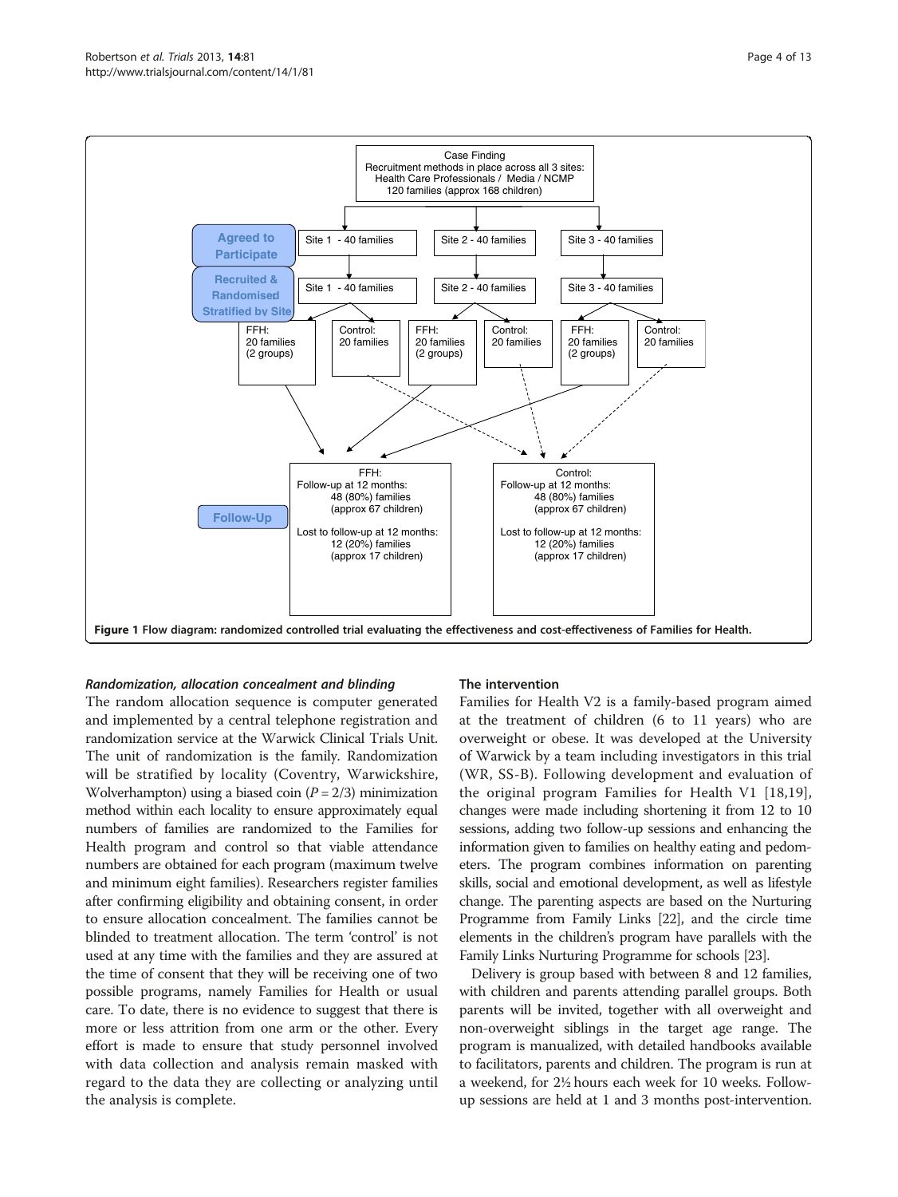Case Finding
Recruitment methods in place across all 3 sites:
Health Care Professionals / Media / NCMP
120 families (approx 168 children)

Agreed to Participate: Site 1 - 40 families | Site 2 - 40 families | Site 3 - 40 families

Recruited & Randomised Stratified by Site: Site 1 - 40 families | Site 2 - 40 families | Site 3 - 40 families

FFH: 20 families (2 groups) | Control: 20 families | FFH: 20 families (2 groups) | Control: 20 families | FFH: 20 families (2 groups) | Control: 20 families

Follow-Up:

FFH:
Follow-up at 12 months:
48 (80%) families
(approx 67 children)

Lost to follow-up at 12 months:
12 (20%) families
(approx 17 children)

Control:
Follow-up at 12 months:
48 (80%) families
(approx 67 children)

Lost to follow-up at 12 months:
12 (20%) families
(approx 17 children)

**Figure 1 Flow diagram: randomized controlled trial evaluating the effectiveness and cost-effectiveness of Families for Health.**

### *Randomization, allocation concealment and blinding*

The random allocation sequence is computer generated and implemented by a central telephone registration and randomization service at the Warwick Clinical Trials Unit. The unit of randomization is the family. Randomization will be stratified by locality (Coventry, Warwickshire, Wolverhampton) using a biased coin ($P = 2/3$) minimization method within each locality to ensure approximately equal numbers of families are randomized to the Families for Health program and control so that viable attendance numbers are obtained for each program (maximum twelve and minimum eight families). Researchers register families after confirming eligibility and obtaining consent, in order to ensure allocation concealment. The families cannot be blinded to treatment allocation. The term 'control' is not used at any time with the families and they are assured at the time of consent that they will be receiving one of two possible programs, namely Families for Health or usual care. To date, there is no evidence to suggest that there is more or less attrition from one arm or the other. Every effort is made to ensure that study personnel involved with data collection and analysis remain masked with regard to the data they are collecting or analyzing until the analysis is complete.

### The intervention

Families for Health V2 is a family-based program aimed at the treatment of children (6 to 11 years) who are overweight or obese. It was developed at the University of Warwick by a team including investigators in this trial (WR, SS-B). Following development and evaluation of the original program Families for Health V1 [18,19], changes were made including shortening it from 12 to 10 sessions, adding two follow-up sessions and enhancing the information given to families on healthy eating and pedometers. The program combines information on parenting skills, social and emotional development, as well as lifestyle change. The parenting aspects are based on the Nurturing Programme from Family Links [22], and the circle time elements in the children's program have parallels with the Family Links Nurturing Programme for schools [23].

Delivery is group based with between 8 and 12 families, with children and parents attending parallel groups. Both parents will be invited, together with all overweight and non-overweight siblings in the target age range. The program is manualized, with detailed handbooks available to facilitators, parents and children. The program is run at a weekend, for 2½ hours each week for 10 weeks. Follow-up sessions are held at 1 and 3 months post-intervention.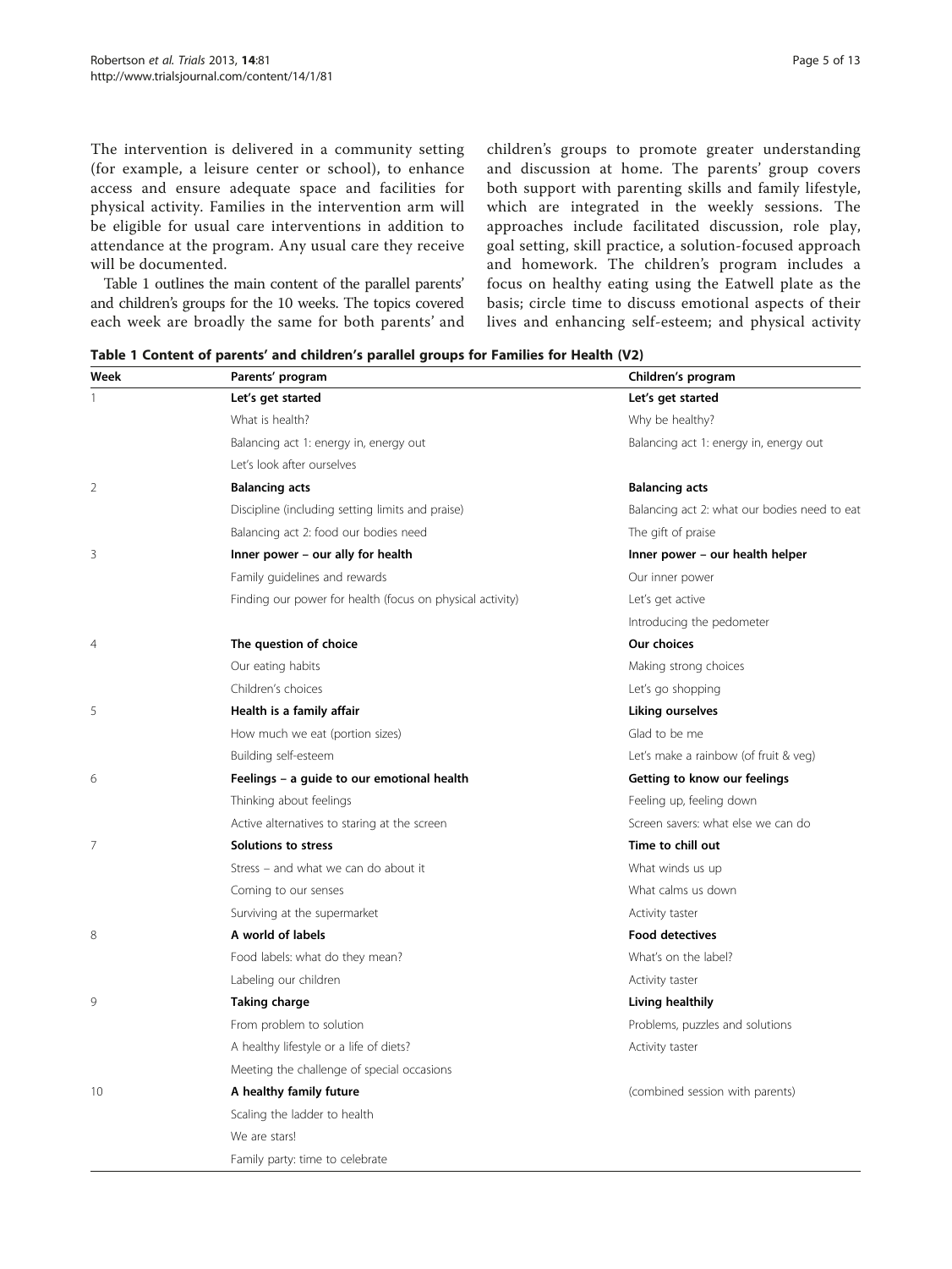The intervention is delivered in a community setting (for example, a leisure center or school), to enhance access and ensure adequate space and facilities for physical activity. Families in the intervention arm will be eligible for usual care interventions in addition to attendance at the program. Any usual care they receive will be documented.

Table 1 outlines the main content of the parallel parents' and children's groups for the 10 weeks. The topics covered each week are broadly the same for both parents' and children's groups to promote greater understanding and discussion at home. The parents' group covers both support with parenting skills and family lifestyle, which are integrated in the weekly sessions. The approaches include facilitated discussion, role play, goal setting, skill practice, a solution-focused approach and homework. The children's program includes a focus on healthy eating using the Eatwell plate as the basis; circle time to discuss emotional aspects of their lives and enhancing self-esteem; and physical activity

**Table 1 Content of parents' and children's parallel groups for Families for Health (V2)**

| Week | Parents' program | Children's program |
|---|---|---|
| 1 | **Let's get started** | **Let's get started** |
| | What is health? | Why be healthy? |
| | Balancing act 1: energy in, energy out | Balancing act 1: energy in, energy out |
| | Let's look after ourselves | |
| 2 | **Balancing acts** | **Balancing acts** |
| | Discipline (including setting limits and praise) | Balancing act 2: what our bodies need to eat |
| | Balancing act 2: food our bodies need | The gift of praise |
| 3 | **Inner power – our ally for health** | **Inner power – our health helper** |
| | Family guidelines and rewards | Our inner power |
| | Finding our power for health (focus on physical activity) | Let's get active |
| | | Introducing the pedometer |
| 4 | **The question of choice** | **Our choices** |
| | Our eating habits | Making strong choices |
| | Children's choices | Let's go shopping |
| 5 | **Health is a family affair** | **Liking ourselves** |
| | How much we eat (portion sizes) | Glad to be me |
| | Building self-esteem | Let's make a rainbow (of fruit & veg) |
| 6 | **Feelings – a guide to our emotional health** | **Getting to know our feelings** |
| | Thinking about feelings | Feeling up, feeling down |
| | Active alternatives to staring at the screen | Screen savers: what else we can do |
| 7 | **Solutions to stress** | **Time to chill out** |
| | Stress – and what we can do about it | What winds us up |
| | Coming to our senses | What calms us down |
| | Surviving at the supermarket | Activity taster |
| 8 | **A world of labels** | **Food detectives** |
| | Food labels: what do they mean? | What's on the label? |
| | Labeling our children | Activity taster |
| 9 | **Taking charge** | **Living healthily** |
| | From problem to solution | Problems, puzzles and solutions |
| | A healthy lifestyle or a life of diets? | Activity taster |
| | Meeting the challenge of special occasions | |
| 10 | **A healthy family future** | (combined session with parents) |
| | Scaling the ladder to health | |
| | We are stars! | |
| | Family party: time to celebrate | |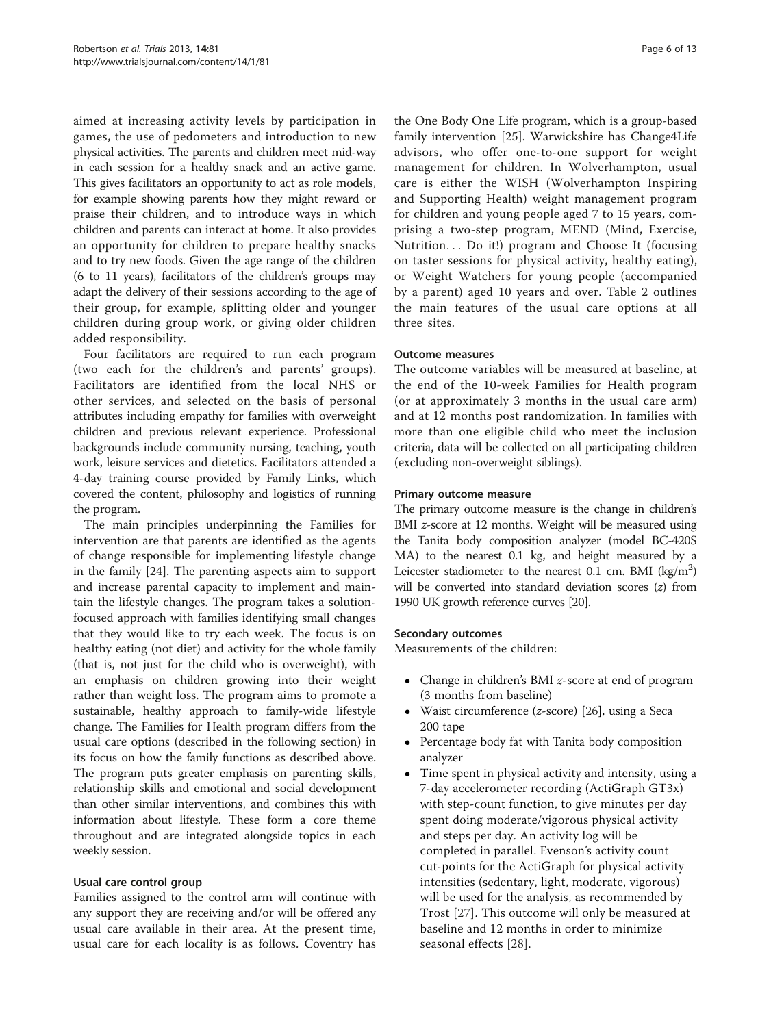aimed at increasing activity levels by participation in games, the use of pedometers and introduction to new physical activities. The parents and children meet mid-way in each session for a healthy snack and an active game. This gives facilitators an opportunity to act as role models, for example showing parents how they might reward or praise their children, and to introduce ways in which children and parents can interact at home. It also provides an opportunity for children to prepare healthy snacks and to try new foods. Given the age range of the children (6 to 11 years), facilitators of the children's groups may adapt the delivery of their sessions according to the age of their group, for example, splitting older and younger children during group work, or giving older children added responsibility.

Four facilitators are required to run each program (two each for the children's and parents' groups). Facilitators are identified from the local NHS or other services, and selected on the basis of personal attributes including empathy for families with overweight children and previous relevant experience. Professional backgrounds include community nursing, teaching, youth work, leisure services and dietetics. Facilitators attended a 4-day training course provided by Family Links, which covered the content, philosophy and logistics of running the program.

The main principles underpinning the Families for intervention are that parents are identified as the agents of change responsible for implementing lifestyle change in the family [24]. The parenting aspects aim to support and increase parental capacity to implement and maintain the lifestyle changes. The program takes a solution-focused approach with families identifying small changes that they would like to try each week. The focus is on healthy eating (not diet) and activity for the whole family (that is, not just for the child who is overweight), with an emphasis on children growing into their weight rather than weight loss. The program aims to promote a sustainable, healthy approach to family-wide lifestyle change. The Families for Health program differs from the usual care options (described in the following section) in its focus on how the family functions as described above. The program puts greater emphasis on parenting skills, relationship skills and emotional and social development than other similar interventions, and combines this with information about lifestyle. These form a core theme throughout and are integrated alongside topics in each weekly session.

#### Usual care control group

Families assigned to the control arm will continue with any support they are receiving and/or will be offered any usual care available in their area. At the present time, usual care for each locality is as follows. Coventry has the One Body One Life program, which is a group-based family intervention [25]. Warwickshire has Change4Life advisors, who offer one-to-one support for weight management for children. In Wolverhampton, usual care is either the WISH (Wolverhampton Inspiring and Supporting Health) weight management program for children and young people aged 7 to 15 years, comprising a two-step program, MEND (Mind, Exercise, Nutrition… Do it!) program and Choose It (focusing on taster sessions for physical activity, healthy eating), or Weight Watchers for young people (accompanied by a parent) aged 10 years and over. Table 2 outlines the main features of the usual care options at all three sites.

#### Outcome measures

The outcome variables will be measured at baseline, at the end of the 10-week Families for Health program (or at approximately 3 months in the usual care arm) and at 12 months post randomization. In families with more than one eligible child who meet the inclusion criteria, data will be collected on all participating children (excluding non-overweight siblings).

#### Primary outcome measure

The primary outcome measure is the change in children's BMI *z*-score at 12 months. Weight will be measured using the Tanita body composition analyzer (model BC-420S MA) to the nearest 0.1 kg, and height measured by a Leicester stadiometer to the nearest 0.1 cm. BMI ($kg/m^2$) will be converted into standard deviation scores (*z*) from 1990 UK growth reference curves [20].

#### Secondary outcomes

Measurements of the children:

- Change in children's BMI *z*-score at end of program (3 months from baseline)
- Waist circumference (*z*-score) [26], using a Seca 200 tape
- Percentage body fat with Tanita body composition analyzer
- Time spent in physical activity and intensity, using a 7-day accelerometer recording (ActiGraph GT3x) with step-count function, to give minutes per day spent doing moderate/vigorous physical activity and steps per day. An activity log will be completed in parallel. Evenson's activity count cut-points for the ActiGraph for physical activity intensities (sedentary, light, moderate, vigorous) will be used for the analysis, as recommended by Trost [27]. This outcome will only be measured at baseline and 12 months in order to minimize seasonal effects [28].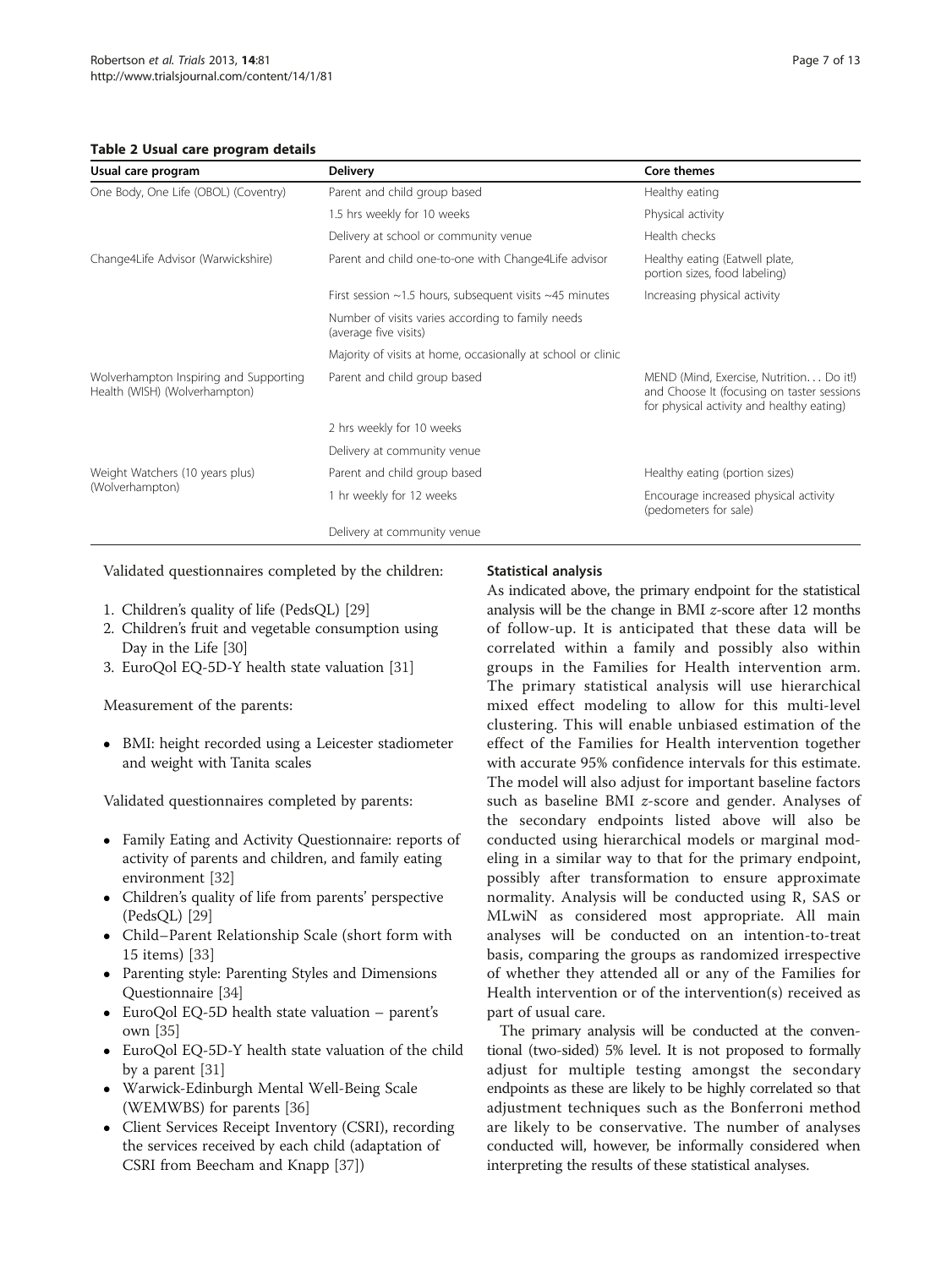**Table 2 Usual care program details**

| Usual care program | Delivery | Core themes |
|---|---|---|
| One Body, One Life (OBOL) (Coventry) | Parent and child group based | Healthy eating |
| | 1.5 hrs weekly for 10 weeks | Physical activity |
| | Delivery at school or community venue | Health checks |
| Change4Life Advisor (Warwickshire) | Parent and child one-to-one with Change4Life advisor | Healthy eating (Eatwell plate, portion sizes, food labeling) |
| | First session ~1.5 hours, subsequent visits ~45 minutes | Increasing physical activity |
| | Number of visits varies according to family needs (average five visits) | |
| | Majority of visits at home, occasionally at school or clinic | |
| Wolverhampton Inspiring and Supporting Health (WISH) (Wolverhampton) | Parent and child group based | MEND (Mind, Exercise, Nutrition… Do it!) and Choose It (focusing on taster sessions for physical activity and healthy eating) |
| | 2 hrs weekly for 10 weeks | |
| | Delivery at community venue | |
| Weight Watchers (10 years plus) (Wolverhampton) | Parent and child group based | Healthy eating (portion sizes) |
| | 1 hr weekly for 12 weeks | Encourage increased physical activity (pedometers for sale) |
| | Delivery at community venue | |

Validated questionnaires completed by the children:

1. Children's quality of life (PedsQL) [29]
2. Children's fruit and vegetable consumption using Day in the Life [30]
3. EuroQol EQ-5D-Y health state valuation [31]

Measurement of the parents:

- BMI: height recorded using a Leicester stadiometer and weight with Tanita scales

Validated questionnaires completed by parents:

- Family Eating and Activity Questionnaire: reports of activity of parents and children, and family eating environment [32]
- Children's quality of life from parents' perspective (PedsQL) [29]
- Child–Parent Relationship Scale (short form with 15 items) [33]
- Parenting style: Parenting Styles and Dimensions Questionnaire [34]
- EuroQol EQ-5D health state valuation – parent's own [35]
- EuroQol EQ-5D-Y health state valuation of the child by a parent [31]
- Warwick-Edinburgh Mental Well-Being Scale (WEMWBS) for parents [36]
- Client Services Receipt Inventory (CSRI), recording the services received by each child (adaptation of CSRI from Beecham and Knapp [37])

#### Statistical analysis

As indicated above, the primary endpoint for the statistical analysis will be the change in BMI $z$-score after 12 months of follow-up. It is anticipated that these data will be correlated within a family and possibly also within groups in the Families for Health intervention arm. The primary statistical analysis will use hierarchical mixed effect modeling to allow for this multi-level clustering. This will enable unbiased estimation of the effect of the Families for Health intervention together with accurate 95% confidence intervals for this estimate. The model will also adjust for important baseline factors such as baseline BMI $z$-score and gender. Analyses of the secondary endpoints listed above will also be conducted using hierarchical models or marginal modeling in a similar way to that for the primary endpoint, possibly after transformation to ensure approximate normality. Analysis will be conducted using R, SAS or MLwiN as considered most appropriate. All main analyses will be conducted on an intention-to-treat basis, comparing the groups as randomized irrespective of whether they attended all or any of the Families for Health intervention or of the intervention(s) received as part of usual care.

The primary analysis will be conducted at the conventional (two-sided) 5% level. It is not proposed to formally adjust for multiple testing amongst the secondary endpoints as these are likely to be highly correlated so that adjustment techniques such as the Bonferroni method are likely to be conservative. The number of analyses conducted will, however, be informally considered when interpreting the results of these statistical analyses.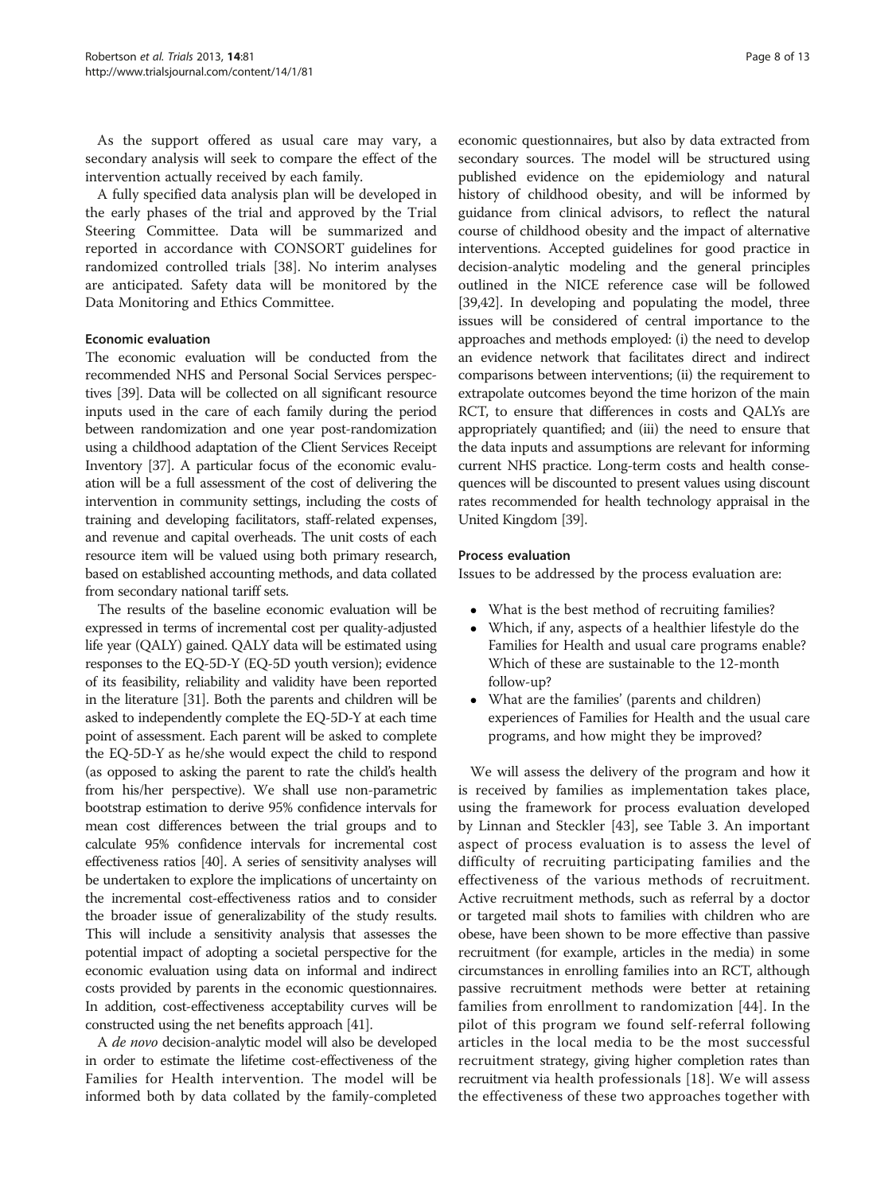As the support offered as usual care may vary, a secondary analysis will seek to compare the effect of the intervention actually received by each family.

A fully specified data analysis plan will be developed in the early phases of the trial and approved by the Trial Steering Committee. Data will be summarized and reported in accordance with CONSORT guidelines for randomized controlled trials [38]. No interim analyses are anticipated. Safety data will be monitored by the Data Monitoring and Ethics Committee.

#### Economic evaluation

The economic evaluation will be conducted from the recommended NHS and Personal Social Services perspectives [39]. Data will be collected on all significant resource inputs used in the care of each family during the period between randomization and one year post-randomization using a childhood adaptation of the Client Services Receipt Inventory [37]. A particular focus of the economic evaluation will be a full assessment of the cost of delivering the intervention in community settings, including the costs of training and developing facilitators, staff-related expenses, and revenue and capital overheads. The unit costs of each resource item will be valued using both primary research, based on established accounting methods, and data collated from secondary national tariff sets.

The results of the baseline economic evaluation will be expressed in terms of incremental cost per quality-adjusted life year (QALY) gained. QALY data will be estimated using responses to the EQ-5D-Y (EQ-5D youth version); evidence of its feasibility, reliability and validity have been reported in the literature [31]. Both the parents and children will be asked to independently complete the EQ-5D-Y at each time point of assessment. Each parent will be asked to complete the EQ-5D-Y as he/she would expect the child to respond (as opposed to asking the parent to rate the child's health from his/her perspective). We shall use non-parametric bootstrap estimation to derive 95% confidence intervals for mean cost differences between the trial groups and to calculate 95% confidence intervals for incremental cost effectiveness ratios [40]. A series of sensitivity analyses will be undertaken to explore the implications of uncertainty on the incremental cost-effectiveness ratios and to consider the broader issue of generalizability of the study results. This will include a sensitivity analysis that assesses the potential impact of adopting a societal perspective for the economic evaluation using data on informal and indirect costs provided by parents in the economic questionnaires. In addition, cost-effectiveness acceptability curves will be constructed using the net benefits approach [41].

A *de novo* decision-analytic model will also be developed in order to estimate the lifetime cost-effectiveness of the Families for Health intervention. The model will be informed both by data collated by the family-completed economic questionnaires, but also by data extracted from secondary sources. The model will be structured using published evidence on the epidemiology and natural history of childhood obesity, and will be informed by guidance from clinical advisors, to reflect the natural course of childhood obesity and the impact of alternative interventions. Accepted guidelines for good practice in decision-analytic modeling and the general principles outlined in the NICE reference case will be followed [39,42]. In developing and populating the model, three issues will be considered of central importance to the approaches and methods employed: (i) the need to develop an evidence network that facilitates direct and indirect comparisons between interventions; (ii) the requirement to extrapolate outcomes beyond the time horizon of the main RCT, to ensure that differences in costs and QALYs are appropriately quantified; and (iii) the need to ensure that the data inputs and assumptions are relevant for informing current NHS practice. Long-term costs and health consequences will be discounted to present values using discount rates recommended for health technology appraisal in the United Kingdom [39].

#### Process evaluation

Issues to be addressed by the process evaluation are:

- What is the best method of recruiting families?
- Which, if any, aspects of a healthier lifestyle do the Families for Health and usual care programs enable? Which of these are sustainable to the 12-month follow-up?
- What are the families' (parents and children) experiences of Families for Health and the usual care programs, and how might they be improved?

We will assess the delivery of the program and how it is received by families as implementation takes place, using the framework for process evaluation developed by Linnan and Steckler [43], see Table 3. An important aspect of process evaluation is to assess the level of difficulty of recruiting participating families and the effectiveness of the various methods of recruitment. Active recruitment methods, such as referral by a doctor or targeted mail shots to families with children who are obese, have been shown to be more effective than passive recruitment (for example, articles in the media) in some circumstances in enrolling families into an RCT, although passive recruitment methods were better at retaining families from enrollment to randomization [44]. In the pilot of this program we found self-referral following articles in the local media to be the most successful recruitment strategy, giving higher completion rates than recruitment via health professionals [18]. We will assess the effectiveness of these two approaches together with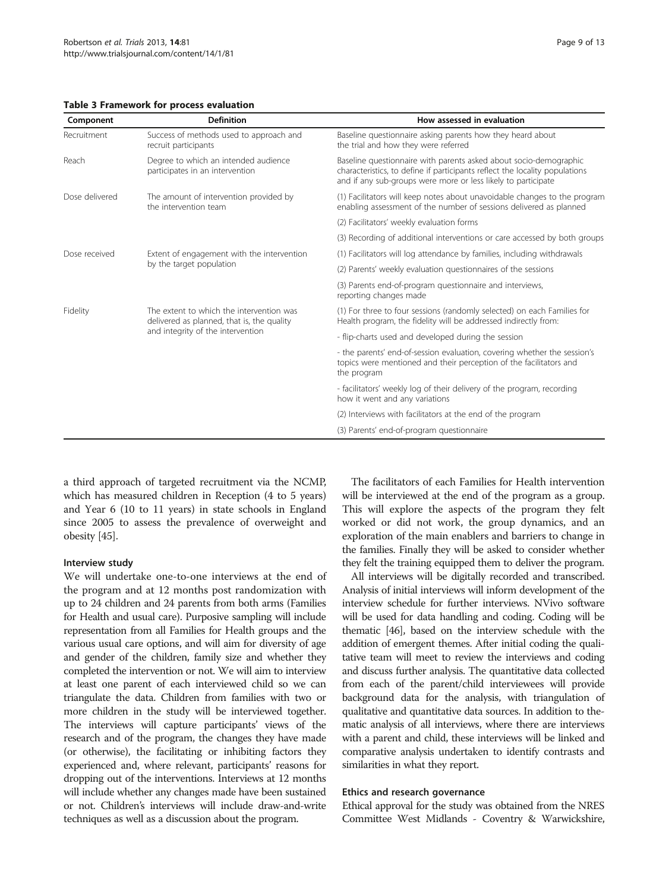**Table 3 Framework for process evaluation**

| Component | Definition | How assessed in evaluation |
|---|---|---|
| Recruitment | Success of methods used to approach and recruit participants | Baseline questionnaire asking parents how they heard about the trial and how they were referred |
| Reach | Degree to which an intended audience participates in an intervention | Baseline questionnaire with parents asked about socio-demographic characteristics, to define if participants reflect the locality populations and if any sub-groups were more or less likely to participate |
| Dose delivered | The amount of intervention provided by the intervention team | (1) Facilitators will keep notes about unavoidable changes to the program enabling assessment of the number of sessions delivered as planned |
| | | (2) Facilitators' weekly evaluation forms |
| | | (3) Recording of additional interventions or care accessed by both groups |
| Dose received | Extent of engagement with the intervention by the target population | (1) Facilitators will log attendance by families, including withdrawals |
| | | (2) Parents' weekly evaluation questionnaires of the sessions |
| | | (3) Parents end-of-program questionnaire and interviews, reporting changes made |
| Fidelity | The extent to which the intervention was delivered as planned, that is, the quality and integrity of the intervention | (1) For three to four sessions (randomly selected) on each Families for Health program, the fidelity will be addressed indirectly from: |
| | | - flip-charts used and developed during the session |
| | | - the parents' end-of-session evaluation, covering whether the session's topics were mentioned and their perception of the facilitators and the program |
| | | - facilitators' weekly log of their delivery of the program, recording how it went and any variations |
| | | (2) Interviews with facilitators at the end of the program |
| | | (3) Parents' end-of-program questionnaire |

a third approach of targeted recruitment via the NCMP, which has measured children in Reception (4 to 5 years) and Year 6 (10 to 11 years) in state schools in England since 2005 to assess the prevalence of overweight and obesity [45].

#### Interview study

We will undertake one-to-one interviews at the end of the program and at 12 months post randomization with up to 24 children and 24 parents from both arms (Families for Health and usual care). Purposive sampling will include representation from all Families for Health groups and the various usual care options, and will aim for diversity of age and gender of the children, family size and whether they completed the intervention or not. We will aim to interview at least one parent of each interviewed child so we can triangulate the data. Children from families with two or more children in the study will be interviewed together. The interviews will capture participants' views of the research and of the program, the changes they have made (or otherwise), the facilitating or inhibiting factors they experienced and, where relevant, participants' reasons for dropping out of the interventions. Interviews at 12 months will include whether any changes made have been sustained or not. Children's interviews will include draw-and-write techniques as well as a discussion about the program.

The facilitators of each Families for Health intervention will be interviewed at the end of the program as a group. This will explore the aspects of the program they felt worked or did not work, the group dynamics, and an exploration of the main enablers and barriers to change in the families. Finally they will be asked to consider whether they felt the training equipped them to deliver the program.

All interviews will be digitally recorded and transcribed. Analysis of initial interviews will inform development of the interview schedule for further interviews. NVivo software will be used for data handling and coding. Coding will be thematic [46], based on the interview schedule with the addition of emergent themes. After initial coding the qualitative team will meet to review the interviews and coding and discuss further analysis. The quantitative data collected from each of the parent/child interviewees will provide background data for the analysis, with triangulation of qualitative and quantitative data sources. In addition to thematic analysis of all interviews, where there are interviews with a parent and child, these interviews will be linked and comparative analysis undertaken to identify contrasts and similarities in what they report.

#### Ethics and research governance

Ethical approval for the study was obtained from the NRES Committee West Midlands - Coventry & Warwickshire,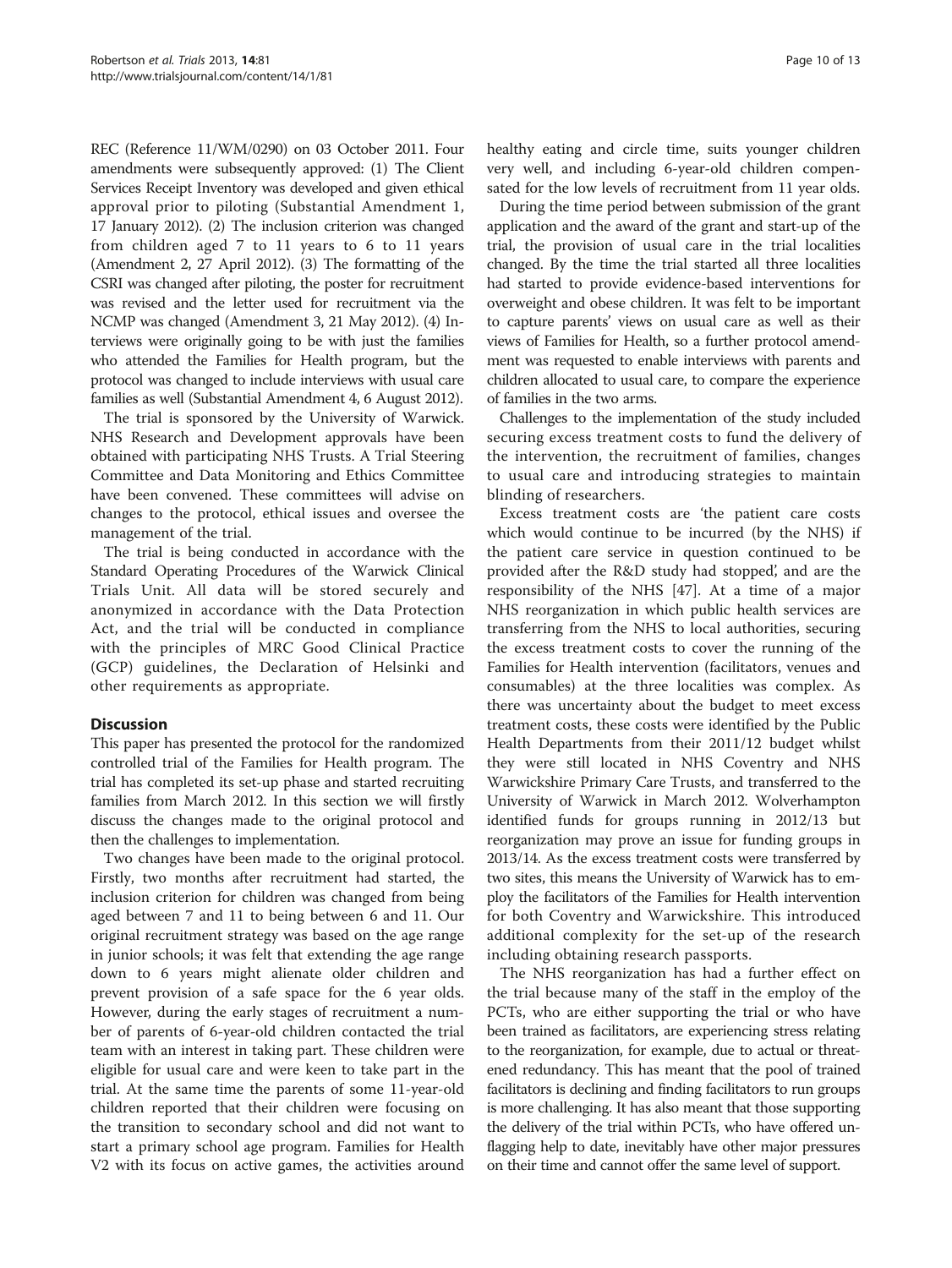REC (Reference 11/WM/0290) on 03 October 2011. Four amendments were subsequently approved: (1) The Client Services Receipt Inventory was developed and given ethical approval prior to piloting (Substantial Amendment 1, 17 January 2012). (2) The inclusion criterion was changed from children aged 7 to 11 years to 6 to 11 years (Amendment 2, 27 April 2012). (3) The formatting of the CSRI was changed after piloting, the poster for recruitment was revised and the letter used for recruitment via the NCMP was changed (Amendment 3, 21 May 2012). (4) Interviews were originally going to be with just the families who attended the Families for Health program, but the protocol was changed to include interviews with usual care families as well (Substantial Amendment 4, 6 August 2012).

The trial is sponsored by the University of Warwick. NHS Research and Development approvals have been obtained with participating NHS Trusts. A Trial Steering Committee and Data Monitoring and Ethics Committee have been convened. These committees will advise on changes to the protocol, ethical issues and oversee the management of the trial.

The trial is being conducted in accordance with the Standard Operating Procedures of the Warwick Clinical Trials Unit. All data will be stored securely and anonymized in accordance with the Data Protection Act, and the trial will be conducted in compliance with the principles of MRC Good Clinical Practice (GCP) guidelines, the Declaration of Helsinki and other requirements as appropriate.

## Discussion

This paper has presented the protocol for the randomized controlled trial of the Families for Health program. The trial has completed its set-up phase and started recruiting families from March 2012. In this section we will firstly discuss the changes made to the original protocol and then the challenges to implementation.

Two changes have been made to the original protocol. Firstly, two months after recruitment had started, the inclusion criterion for children was changed from being aged between 7 and 11 to being between 6 and 11. Our original recruitment strategy was based on the age range in junior schools; it was felt that extending the age range down to 6 years might alienate older children and prevent provision of a safe space for the 6 year olds. However, during the early stages of recruitment a number of parents of 6-year-old children contacted the trial team with an interest in taking part. These children were eligible for usual care and were keen to take part in the trial. At the same time the parents of some 11-year-old children reported that their children were focusing on the transition to secondary school and did not want to start a primary school age program. Families for Health V2 with its focus on active games, the activities around healthy eating and circle time, suits younger children very well, and including 6-year-old children compensated for the low levels of recruitment from 11 year olds.

During the time period between submission of the grant application and the award of the grant and start-up of the trial, the provision of usual care in the trial localities changed. By the time the trial started all three localities had started to provide evidence-based interventions for overweight and obese children. It was felt to be important to capture parents' views on usual care as well as their views of Families for Health, so a further protocol amendment was requested to enable interviews with parents and children allocated to usual care, to compare the experience of families in the two arms.

Challenges to the implementation of the study included securing excess treatment costs to fund the delivery of the intervention, the recruitment of families, changes to usual care and introducing strategies to maintain blinding of researchers.

Excess treatment costs are 'the patient care costs which would continue to be incurred (by the NHS) if the patient care service in question continued to be provided after the R&D study had stopped', and are the responsibility of the NHS [47]. At a time of a major NHS reorganization in which public health services are transferring from the NHS to local authorities, securing the excess treatment costs to cover the running of the Families for Health intervention (facilitators, venues and consumables) at the three localities was complex. As there was uncertainty about the budget to meet excess treatment costs, these costs were identified by the Public Health Departments from their 2011/12 budget whilst they were still located in NHS Coventry and NHS Warwickshire Primary Care Trusts, and transferred to the University of Warwick in March 2012. Wolverhampton identified funds for groups running in 2012/13 but reorganization may prove an issue for funding groups in 2013/14. As the excess treatment costs were transferred by two sites, this means the University of Warwick has to employ the facilitators of the Families for Health intervention for both Coventry and Warwickshire. This introduced additional complexity for the set-up of the research including obtaining research passports.

The NHS reorganization has had a further effect on the trial because many of the staff in the employ of the PCTs, who are either supporting the trial or who have been trained as facilitators, are experiencing stress relating to the reorganization, for example, due to actual or threatened redundancy. This has meant that the pool of trained facilitators is declining and finding facilitators to run groups is more challenging. It has also meant that those supporting the delivery of the trial within PCTs, who have offered unflagging help to date, inevitably have other major pressures on their time and cannot offer the same level of support.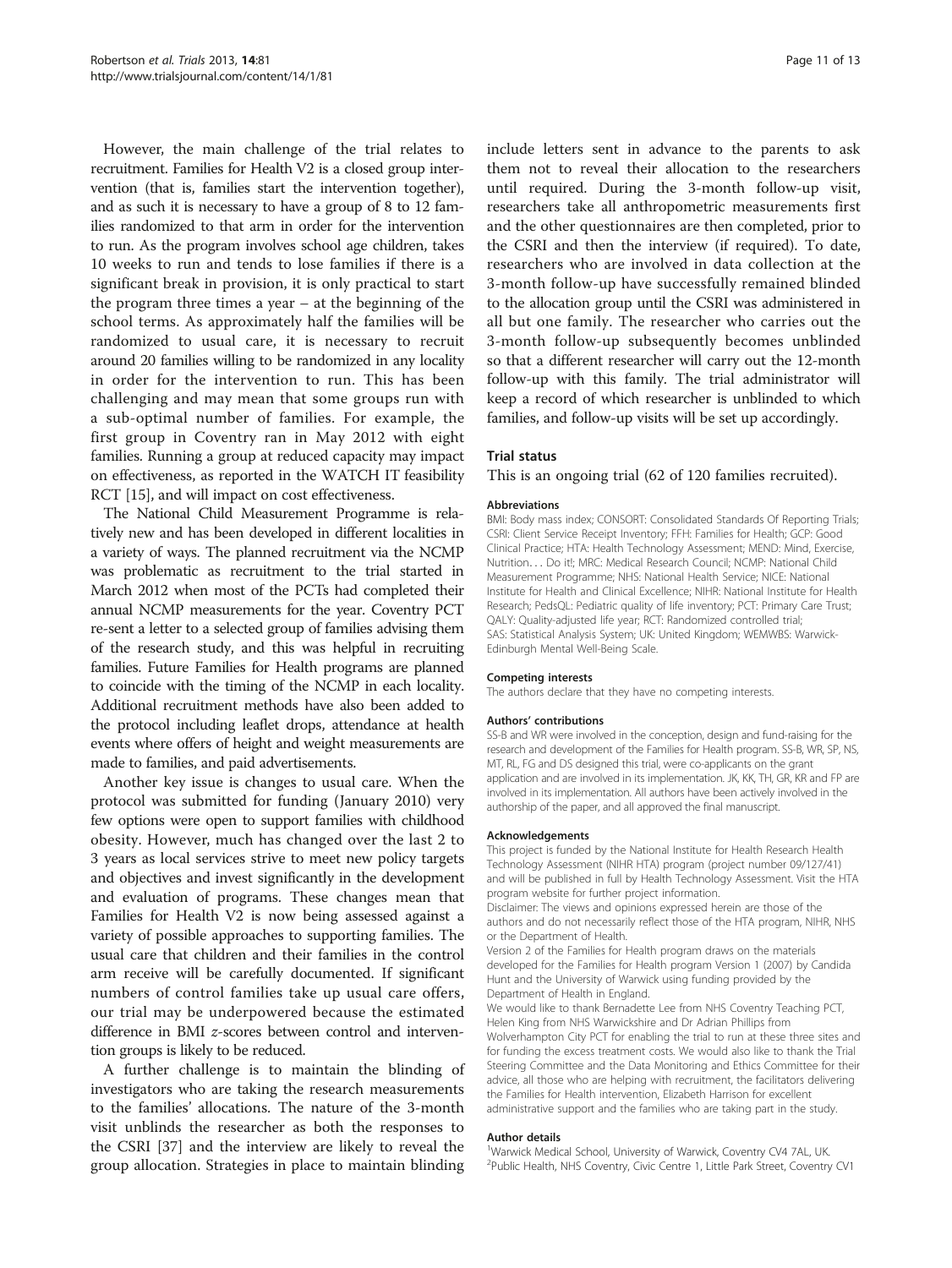However, the main challenge of the trial relates to recruitment. Families for Health V2 is a closed group intervention (that is, families start the intervention together), and as such it is necessary to have a group of 8 to 12 families randomized to that arm in order for the intervention to run. As the program involves school age children, takes 10 weeks to run and tends to lose families if there is a significant break in provision, it is only practical to start the program three times a year – at the beginning of the school terms. As approximately half the families will be randomized to usual care, it is necessary to recruit around 20 families willing to be randomized in any locality in order for the intervention to run. This has been challenging and may mean that some groups run with a sub-optimal number of families. For example, the first group in Coventry ran in May 2012 with eight families. Running a group at reduced capacity may impact on effectiveness, as reported in the WATCH IT feasibility RCT [15], and will impact on cost effectiveness.

The National Child Measurement Programme is relatively new and has been developed in different localities in a variety of ways. The planned recruitment via the NCMP was problematic as recruitment to the trial started in March 2012 when most of the PCTs had completed their annual NCMP measurements for the year. Coventry PCT re-sent a letter to a selected group of families advising them of the research study, and this was helpful in recruiting families. Future Families for Health programs are planned to coincide with the timing of the NCMP in each locality. Additional recruitment methods have also been added to the protocol including leaflet drops, attendance at health events where offers of height and weight measurements are made to families, and paid advertisements.

Another key issue is changes to usual care. When the protocol was submitted for funding (January 2010) very few options were open to support families with childhood obesity. However, much has changed over the last 2 to 3 years as local services strive to meet new policy targets and objectives and invest significantly in the development and evaluation of programs. These changes mean that Families for Health V2 is now being assessed against a variety of possible approaches to supporting families. The usual care that children and their families in the control arm receive will be carefully documented. If significant numbers of control families take up usual care offers, our trial may be underpowered because the estimated difference in BMI $z$-scores between control and intervention groups is likely to be reduced.

A further challenge is to maintain the blinding of investigators who are taking the research measurements to the families' allocations. The nature of the 3-month visit unblinds the researcher as both the responses to the CSRI [37] and the interview are likely to reveal the group allocation. Strategies in place to maintain blinding include letters sent in advance to the parents to ask them not to reveal their allocation to the researchers until required. During the 3-month follow-up visit, researchers take all anthropometric measurements first and the other questionnaires are then completed, prior to the CSRI and then the interview (if required). To date, researchers who are involved in data collection at the 3-month follow-up have successfully remained blinded to the allocation group until the CSRI was administered in all but one family. The researcher who carries out the 3-month follow-up subsequently becomes unblinded so that a different researcher will carry out the 12-month follow-up with this family. The trial administrator will keep a record of which researcher is unblinded to which families, and follow-up visits will be set up accordingly.

## Trial status

This is an ongoing trial (62 of 120 families recruited).

#### Abbreviations

BMI: Body mass index; CONSORT: Consolidated Standards Of Reporting Trials; CSRI: Client Service Receipt Inventory; FFH: Families for Health; GCP: Good Clinical Practice; HTA: Health Technology Assessment; MEND: Mind, Exercise, Nutrition… Do it!; MRC: Medical Research Council; NCMP: National Child Measurement Programme; NHS: National Health Service; NICE: National Institute for Health and Clinical Excellence; NIHR: National Institute for Health Research; PedsQL: Pediatric quality of life inventory; PCT: Primary Care Trust; QALY: Quality-adjusted life year; RCT: Randomized controlled trial; SAS: Statistical Analysis System; UK: United Kingdom; WEMWBS: Warwick-Edinburgh Mental Well-Being Scale.

#### Competing interests

The authors declare that they have no competing interests.

#### Authors' contributions

SS-B and WR were involved in the conception, design and fund-raising for the research and development of the Families for Health program. SS-B, WR, SP, NS, MT, RL, FG and DS designed this trial, were co-applicants on the grant application and are involved in its implementation. JK, KK, TH, GR, KR and FP are involved in its implementation. All authors have been actively involved in the authorship of the paper, and all approved the final manuscript.

#### Acknowledgements

This project is funded by the National Institute for Health Research Health Technology Assessment (NIHR HTA) program (project number 09/127/41) and will be published in full by Health Technology Assessment. Visit the HTA program website for further project information.

Disclaimer: The views and opinions expressed herein are those of the authors and do not necessarily reflect those of the HTA program, NIHR, NHS or the Department of Health.

Version 2 of the Families for Health program draws on the materials developed for the Families for Health program Version 1 (2007) by Candida Hunt and the University of Warwick using funding provided by the Department of Health in England.

We would like to thank Bernadette Lee from NHS Coventry Teaching PCT, Helen King from NHS Warwickshire and Dr Adrian Phillips from Wolverhampton City PCT for enabling the trial to run at these three sites and for funding the excess treatment costs. We would also like to thank the Trial Steering Committee and the Data Monitoring and Ethics Committee for their advice, all those who are helping with recruitment, the facilitators delivering the Families for Health intervention, Elizabeth Harrison for excellent administrative support and the families who are taking part in the study.

#### Author details

[1]Warwick Medical School, University of Warwick, Coventry CV4 7AL, UK. [2]Public Health, NHS Coventry, Civic Centre 1, Little Park Street, Coventry CV1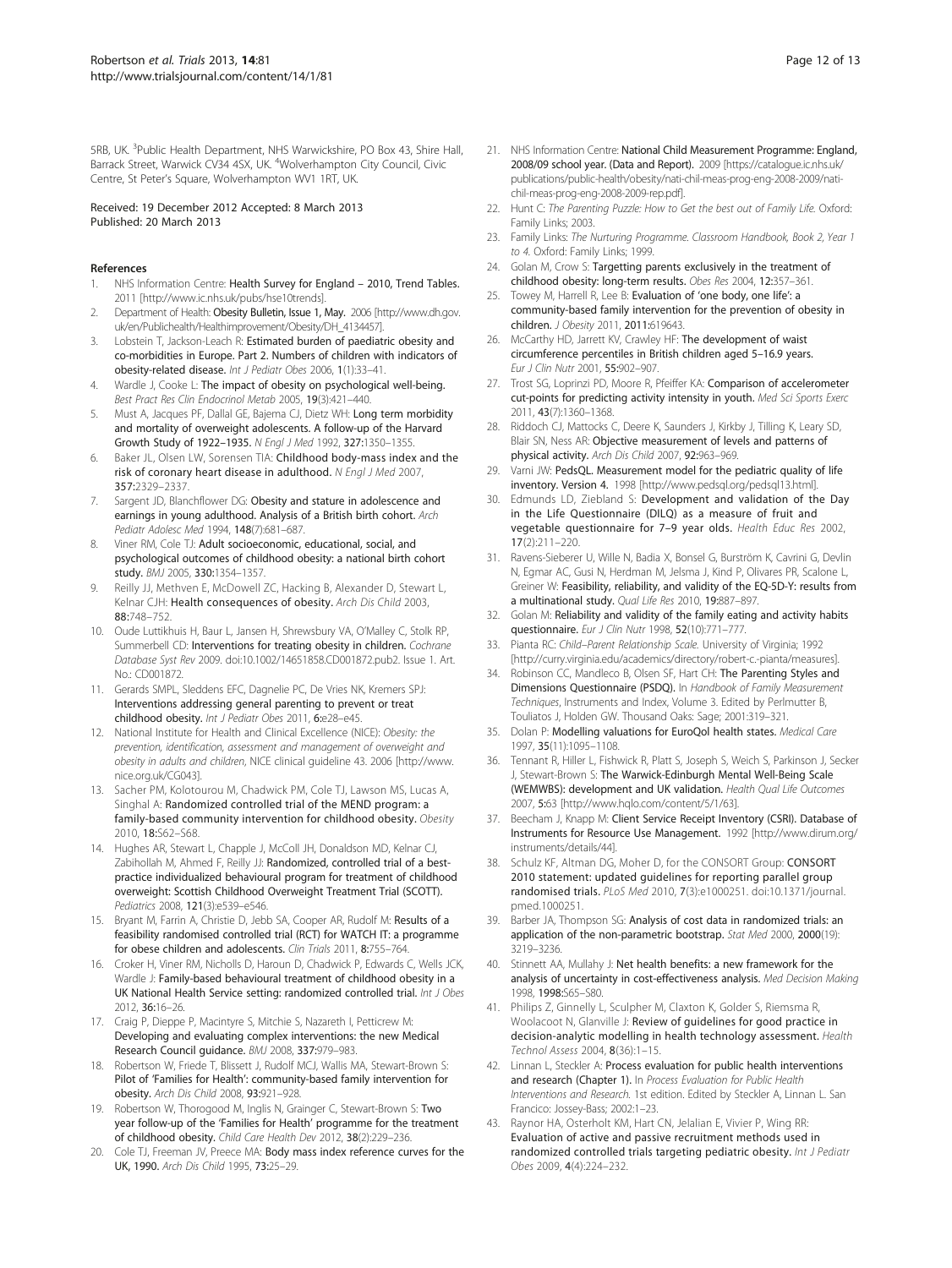5RB, UK. [3]Public Health Department, NHS Warwickshire, PO Box 43, Shire Hall, Barrack Street, Warwick CV34 4SX, UK. [4]Wolverhampton City Council, Civic Centre, St Peter's Square, Wolverhampton WV1 1RT, UK.

Received: 19 December 2012 Accepted: 8 March 2013
Published: 20 March 2013

## References

1. NHS Information Centre: **Health Survey for England – 2010, Trend Tables.** 2011 [http://www.ic.nhs.uk/pubs/hse10trends].
2. Department of Health: **Obesity Bulletin, Issue 1, May.** 2006 [http://www.dh.gov.uk/en/Publichealth/Healthimprovement/Obesity/DH_4134457].
3. Lobstein T, Jackson-Leach R: **Estimated burden of paediatric obesity and co-morbidities in Europe. Part 2. Numbers of children with indicators of obesity-related disease.** *Int J Pediatr Obes* 2006, **1**(1):33–41.
4. Wardle J, Cooke L: **The impact of obesity on psychological well-being.** *Best Pract Res Clin Endocrinol Metab* 2005, **19**(3):421–440.
5. Must A, Jacques PF, Dallal GE, Bajema CJ, Dietz WH: **Long term morbidity and mortality of overweight adolescents. A follow-up of the Harvard Growth Study of 1922–1935.** *N Engl J Med* 1992, **327**:1350–1355.
6. Baker JL, Olsen LW, Sorensen TIA: **Childhood body-mass index and the risk of coronary heart disease in adulthood.** *N Engl J Med* 2007, **357**:2329–2337.
7. Sargent JD, Blanchflower DG: **Obesity and stature in adolescence and earnings in young adulthood. Analysis of a British birth cohort.** *Arch Pediatr Adolesc Med* 1994, **148**(7):681–687.
8. Viner RM, Cole TJ: **Adult socioeconomic, educational, social, and psychological outcomes of childhood obesity: a national birth cohort study.** *BMJ* 2005, **330**:1354–1357.
9. Reilly JJ, Methven E, McDowell ZC, Hacking B, Alexander D, Stewart L, Kelnar CJH: **Health consequences of obesity.** *Arch Dis Child* 2003, **88**:748–752.
10. Oude Luttikhuis H, Baur L, Jansen H, Shrewsbury VA, O'Malley C, Stolk RP, Summerbell CD: **Interventions for treating obesity in children.** *Cochrane Database Syst Rev* 2009. doi:10.1002/14651858.CD001872.pub2. Issue 1. Art. No.: CD001872.
11. Gerards SMPL, Sleddens EFC, Dagnelie PC, De Vries NK, Kremers SPJ: **Interventions addressing general parenting to prevent or treat childhood obesity.** *Int J Pediatr Obes* 2011, **6**:e28–e45.
12. National Institute for Health and Clinical Excellence (NICE): *Obesity: the prevention, identification, assessment and management of overweight and obesity in adults and children*, NICE clinical guideline 43. 2006 [http://www.nice.org.uk/CG043].
13. Sacher PM, Kolotourou M, Chadwick PM, Cole TJ, Lawson MS, Lucas A, Singhal A: **Randomized controlled trial of the MEND program: a family-based community intervention for childhood obesity.** *Obesity* 2010, **18**:S62–S68.
14. Hughes AR, Stewart L, Chapple J, McColl JH, Donaldson MD, Kelnar CJ, Zabihollah M, Ahmed F, Reilly JJ: **Randomized, controlled trial of a best-practice individualized behavioural program for treatment of childhood overweight: Scottish Childhood Overweight Treatment Trial (SCOTT).** *Pediatrics* 2008, **121**(3):e539–e546.
15. Bryant M, Farrin A, Christie D, Jebb SA, Cooper AR, Rudolf M: **Results of a feasibility randomised controlled trial (RCT) for WATCH IT: a programme for obese children and adolescents.** *Clin Trials* 2011, **8**:755–764.
16. Croker H, Viner RM, Nicholls D, Haroun D, Chadwick P, Edwards C, Wells JCK, Wardle J: **Family-based behavioural treatment of childhood obesity in a UK National Health Service setting: randomized controlled trial.** *Int J Obes* 2012, **36**:16–26.
17. Craig P, Dieppe P, Macintyre S, Mitchie S, Nazareth I, Petticrew M: **Developing and evaluating complex interventions: the new Medical Research Council guidance.** *BMJ* 2008, **337**:979–983.
18. Robertson W, Friede T, Blissett J, Rudolf MCJ, Wallis MA, Stewart-Brown S: **Pilot of 'Families for Health': community-based family intervention for obesity.** *Arch Dis Child* 2008, **93**:921–928.
19. Robertson W, Thorogood M, Inglis N, Grainger C, Stewart-Brown S: **Two year follow-up of the 'Families for Health' programme for the treatment of childhood obesity.** *Child Care Health Dev* 2012, **38**(2):229–236.
20. Cole TJ, Freeman JV, Preece MA: **Body mass index reference curves for the UK, 1990.** *Arch Dis Child* 1995, **73**:25–29.
21. NHS Information Centre: **National Child Measurement Programme: England, 2008/09 school year. (Data and Report).** 2009 [https://catalogue.ic.nhs.uk/publications/public-health/obesity/nati-chil-meas-prog-eng-2008-2009/nati-chil-meas-prog-eng-2008-2009-rep.pdf].
22. Hunt C: *The Parenting Puzzle: How to Get the best out of Family Life.* Oxford: Family Links; 2003.
23. Family Links: *The Nurturing Programme. Classroom Handbook, Book 2, Year 1 to 4.* Oxford: Family Links; 1999.
24. Golan M, Crow S: **Targetting parents exclusively in the treatment of childhood obesity: long-term results.** *Obes Res* 2004, **12**:357–361.
25. Towey M, Harrell R, Lee B: **Evaluation of 'one body, one life': a community-based family intervention for the prevention of obesity in children.** *J Obesity* 2011, **2011**:619643.
26. McCarthy HD, Jarrett KV, Crawley HF: **The development of waist circumference percentiles in British children aged 5–16.9 years.** *Eur J Clin Nutr* 2001, **55**:902–907.
27. Trost SG, Loprinzi PD, Moore R, Pfeiffer KA: **Comparison of accelerometer cut-points for predicting activity intensity in youth.** *Med Sci Sports Exerc* 2011, **43**(7):1360–1368.
28. Riddoch CJ, Mattocks C, Deere K, Saunders J, Kirkby J, Tilling K, Leary SD, Blair SN, Ness AR: **Objective measurement of levels and patterns of physical activity.** *Arch Dis Child* 2007, **92**:963–969.
29. Varni JW: **PedsQL. Measurement model for the pediatric quality of life inventory. Version 4.** 1998 [http://www.pedsql.org/pedsql13.html].
30. Edmunds LD, Ziebland S: **Development and validation of the Day in the Life Questionnaire (DILQ) as a measure of fruit and vegetable questionnaire for 7–9 year olds.** *Health Educ Res* 2002, **17**(2):211–220.
31. Ravens-Sieberer U, Wille N, Badia X, Bonsel G, Burström K, Cavrini G, Devlin N, Egmar AC, Gusi N, Herdman M, Jelsma J, Kind P, Olivares PR, Scalone L, Greiner W: **Feasibility, reliability, and validity of the EQ-5D-Y: results from a multinational study.** *Qual Life Res* 2010, **19**:887–897.
32. Golan M: **Reliability and validity of the family eating and activity habits questionnaire.** *Eur J Clin Nutr* 1998, **52**(10):771–777.
33. Pianta RC: *Child–Parent Relationship Scale.* University of Virginia; 1992 [http://curry.virginia.edu/academics/directory/robert-c.-pianta/measures].
34. Robinson CC, Mandleco B, Olsen SF, Hart CH: **The Parenting Styles and Dimensions Questionnaire (PSDQ).** In *Handbook of Family Measurement Techniques*, Instruments and Index, Volume 3. Edited by Perlmutter B, Touliatos J, Holden GW. Thousand Oaks: Sage; 2001:319–321.
35. Dolan P: **Modelling valuations for EuroQol health states.** *Medical Care* 1997, **35**(11):1095–1108.
36. Tennant R, Hiller L, Fishwick R, Platt S, Joseph S, Weich S, Parkinson J, Secker J, Stewart-Brown S: **The Warwick-Edinburgh Mental Well-Being Scale (WEMWBS): development and UK validation.** *Health Qual Life Outcomes* 2007, **5**:63 [http://www.hqlo.com/content/5/1/63].
37. Beecham J, Knapp M: **Client Service Receipt Inventory (CSRI). Database of Instruments for Resource Use Management.** 1992 [http://www.dirum.org/instruments/details/44].
38. Schulz KF, Altman DG, Moher D, for the CONSORT Group: **CONSORT 2010 statement: updated guidelines for reporting parallel group randomised trials.** *PLoS Med* 2010, **7**(3):e1000251. doi:10.1371/journal.pmed.1000251.
39. Barber JA, Thompson SG: **Analysis of cost data in randomized trials: an application of the non-parametric bootstrap.** *Stat Med* 2000, **2000**(19):3219–3236.
40. Stinnett AA, Mullahy J: **Net health benefits: a new framework for the analysis of uncertainty in cost-effectiveness analysis.** *Med Decision Making* 1998, **1998**:S65–S80.
41. Philips Z, Ginnelly L, Sculpher M, Claxton K, Golder S, Riemsma R, Woolacoot N, Glanville J: **Review of guidelines for good practice in decision-analytic modelling in health technology assessment.** *Health Technol Assess* 2004, **8**(36):1–15.
42. Linnan L, Steckler A: **Process evaluation for public health interventions and research (Chapter 1).** In *Process Evaluation for Public Health Interventions and Research.* 1st edition. Edited by Steckler A, Linnan L. San Francico: Jossey-Bass; 2002:1–23.
43. Raynor HA, Osterholt KM, Hart CN, Jelalian E, Vivier P, Wing RR: **Evaluation of active and passive recruitment methods used in randomized controlled trials targeting pediatric obesity.** *Int J Pediatr Obes* 2009, **4**(4):224–232.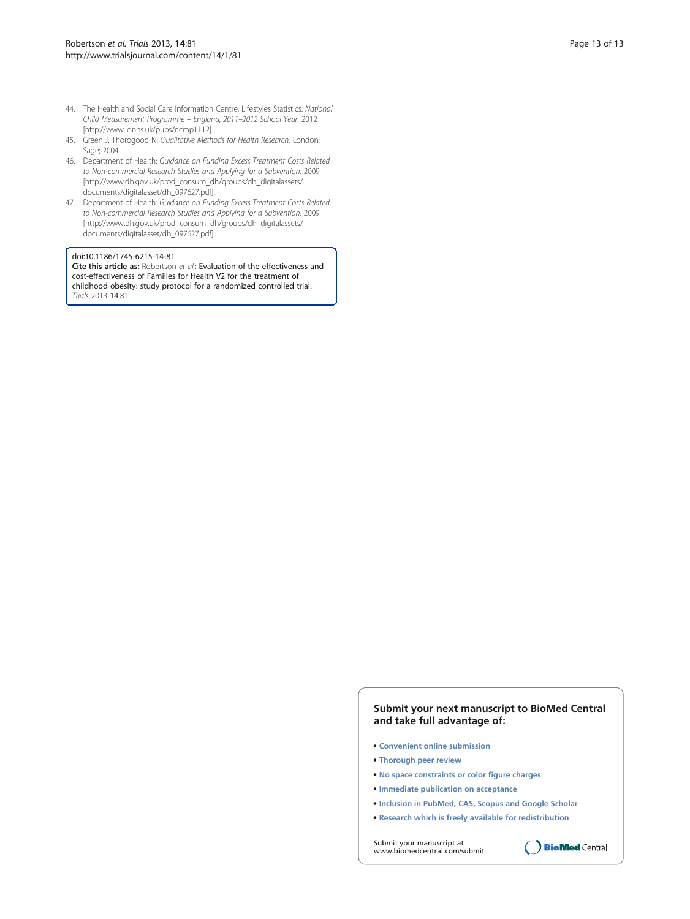44. The Health and Social Care Information Centre, Lifestyles Statistics: *National Child Measurement Programme – England, 2011–2012 School Year.* 2012 [http://www.ic.nhs.uk/pubs/ncmp1112].
45. Green J, Thorogood N: *Qualitative Methods for Health Research.* London: Sage; 2004.
46. Department of Health: *Guidance on Funding Excess Treatment Costs Related to Non-commercial Research Studies and Applying for a Subvention.* 2009 [http://www.dh.gov.uk/prod_consum_dh/groups/dh_digitalassets/documents/digitalasset/dh_097627.pdf].
47. Department of Health: *Guidance on Funding Excess Treatment Costs Related to Non-commercial Research Studies and Applying for a Subvention.* 2009 [http://www.dh.gov.uk/prod_consum_dh/groups/dh_digitalassets/documents/digitalasset/dh_097627.pdf].

doi:10.1186/1745-6215-14-81

**Cite this article as:** Robertson *et al.*: Evaluation of the effectiveness and cost-effectiveness of Families for Health V2 for the treatment of childhood obesity: study protocol for a randomized controlled trial. *Trials* 2013 **14**:81.

**Submit your next manuscript to BioMed Central and take full advantage of:**

- **Convenient online submission**
- **Thorough peer review**
- **No space constraints or color figure charges**
- **Immediate publication on acceptance**
- **Inclusion in PubMed, CAS, Scopus and Google Scholar**
- **Research which is freely available for redistribution**

Submit your manuscript at
www.biomedcentral.com/submit

BioMed Central